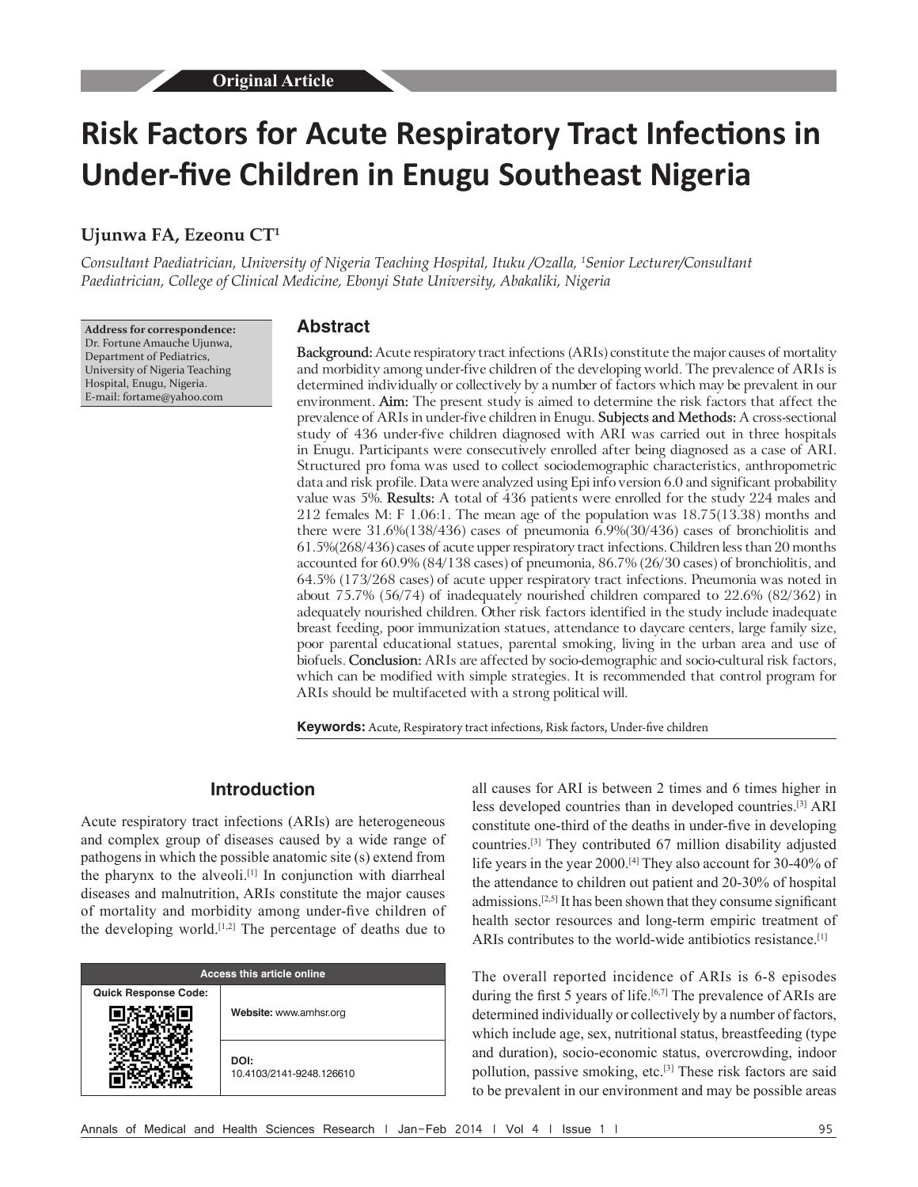Original Article

# Risk Factors for Acute Respiratory Tract Infections in Under-five Children in Enugu Southeast Nigeria

**Ujunwa FA, Ezeonu CT[1]**

*Consultant Paediatrician, University of Nigeria Teaching Hospital, Ituku /Ozalla, [1]Senior Lecturer/Consultant Paediatrician, College of Clinical Medicine, Ebonyi State University, Abakaliki, Nigeria*

**Address for correspondence:**
Dr. Fortune Amauche Ujunwa,
Department of Pediatrics,
University of Nigeria Teaching Hospital, Enugu, Nigeria.
E-mail: fortame@yahoo.com

## Abstract

**Background:** Acute respiratory tract infections (ARIs) constitute the major causes of mortality and morbidity among under-five children of the developing world. The prevalence of ARIs is determined individually or collectively by a number of factors which may be prevalent in our environment. **Aim:** The present study is aimed to determine the risk factors that affect the prevalence of ARIs in under-five children in Enugu. **Subjects and Methods:** A cross-sectional study of 436 under-five children diagnosed with ARI was carried out in three hospitals in Enugu. Participants were consecutively enrolled after being diagnosed as a case of ARI. Structured pro foma was used to collect sociodemographic characteristics, anthropometric data and risk profile. Data were analyzed using Epi info version 6.0 and significant probability value was 5%. **Results:** A total of 436 patients were enrolled for the study 224 males and 212 females M: F 1.06:1. The mean age of the population was 18.75(13.38) months and there were 31.6%(138/436) cases of pneumonia 6.9%(30/436) cases of bronchiolitis and 61.5%(268/436) cases of acute upper respiratory tract infections. Children less than 20 months accounted for 60.9% (84/138 cases) of pneumonia, 86.7% (26/30 cases) of bronchiolitis, and 64.5% (173/268 cases) of acute upper respiratory tract infections. Pneumonia was noted in about 75.7% (56/74) of inadequately nourished children compared to 22.6% (82/362) in adequately nourished children. Other risk factors identified in the study include inadequate breast feeding, poor immunization statues, attendance to daycare centers, large family size, poor parental educational statues, parental smoking, living in the urban area and use of biofuels. **Conclusion:** ARIs are affected by socio-demographic and socio-cultural risk factors, which can be modified with simple strategies. It is recommended that control program for ARIs should be multifaceted with a strong political will.

**Keywords:** Acute, Respiratory tract infections, Risk factors, Under-five children

## Introduction

Acute respiratory tract infections (ARIs) are heterogeneous and complex group of diseases caused by a wide range of pathogens in which the possible anatomic site (s) extend from the pharynx to the alveoli.[1] In conjunction with diarrheal diseases and malnutrition, ARIs constitute the major causes of mortality and morbidity among under-five children of the developing world.[1,2] The percentage of deaths due to all causes for ARI is between 2 times and 6 times higher in less developed countries than in developed countries.[3] ARI constitute one-third of the deaths in under-five in developing countries.[3] They contributed 67 million disability adjusted life years in the year 2000.[4] They also account for 30-40% of the attendance to children out patient and 20-30% of hospital admissions.[2,5] It has been shown that they consume significant health sector resources and long-term empiric treatment of ARIs contributes to the world-wide antibiotics resistance.[1]

| Access this article online | |
|---|---|
| Quick Response Code: | Website: www.amhsr.org |
| | DOI: 10.4103/2141-9248.126610 |

The overall reported incidence of ARIs is 6-8 episodes during the first 5 years of life.[6,7] The prevalence of ARIs are determined individually or collectively by a number of factors, which include age, sex, nutritional status, breastfeeding (type and duration), socio-economic status, overcrowding, indoor pollution, passive smoking, etc.[3] These risk factors are said to be prevalent in our environment and may be possible areas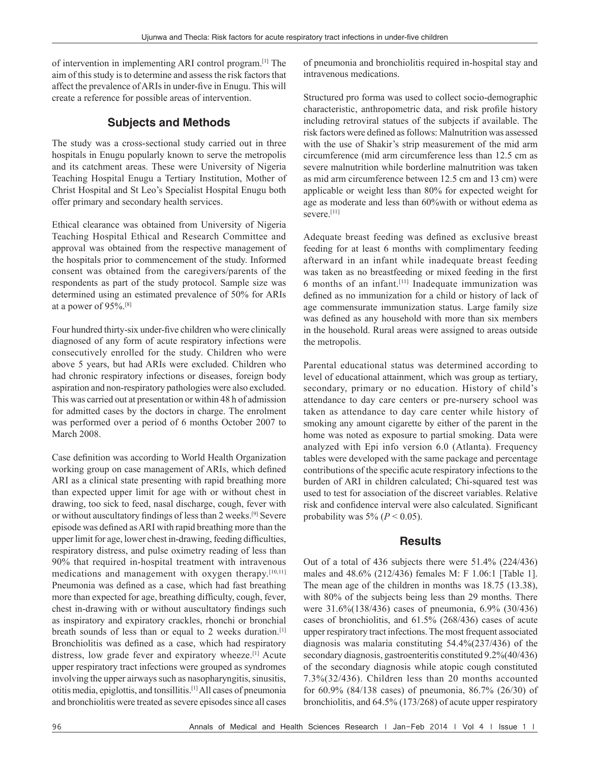of intervention in implementing ARI control program.[1] The aim of this study is to determine and assess the risk factors that affect the prevalence of ARIs in under-five in Enugu. This will create a reference for possible areas of intervention.

## Subjects and Methods

The study was a cross-sectional study carried out in three hospitals in Enugu popularly known to serve the metropolis and its catchment areas. These were University of Nigeria Teaching Hospital Enugu a Tertiary Institution, Mother of Christ Hospital and St Leo's Specialist Hospital Enugu both offer primary and secondary health services.

Ethical clearance was obtained from University of Nigeria Teaching Hospital Ethical and Research Committee and approval was obtained from the respective management of the hospitals prior to commencement of the study. Informed consent was obtained from the caregivers/parents of the respondents as part of the study protocol. Sample size was determined using an estimated prevalence of 50% for ARIs at a power of 95%.[8]

Four hundred thirty-six under-five children who were clinically diagnosed of any form of acute respiratory infections were consecutively enrolled for the study. Children who were above 5 years, but had ARIs were excluded. Children who had chronic respiratory infections or diseases, foreign body aspiration and non-respiratory pathologies were also excluded. This was carried out at presentation or within 48 h of admission for admitted cases by the doctors in charge. The enrolment was performed over a period of 6 months October 2007 to March 2008.

Case definition was according to World Health Organization working group on case management of ARIs, which defined ARI as a clinical state presenting with rapid breathing more than expected upper limit for age with or without chest in drawing, too sick to feed, nasal discharge, cough, fever with or without auscultatory findings of less than 2 weeks.[9] Severe episode was defined as ARI with rapid breathing more than the upper limit for age, lower chest in-drawing, feeding difficulties, respiratory distress, and pulse oximetry reading of less than 90% that required in-hospital treatment with intravenous medications and management with oxygen therapy.[10,11] Pneumonia was defined as a case, which had fast breathing more than expected for age, breathing difficulty, cough, fever, chest in-drawing with or without auscultatory findings such as inspiratory and expiratory crackles, rhonchi or bronchial breath sounds of less than or equal to 2 weeks duration.[1] Bronchiolitis was defined as a case, which had respiratory distress, low grade fever and expiratory wheeze.[1] Acute upper respiratory tract infections were grouped as syndromes involving the upper airways such as nasopharyngitis, sinusitis, otitis media, epiglottis, and tonsillitis.[1] All cases of pneumonia and bronchiolitis were treated as severe episodes since all cases of pneumonia and bronchiolitis required in-hospital stay and intravenous medications.

Structured pro forma was used to collect socio-demographic characteristic, anthropometric data, and risk profile history including retroviral statues of the subjects if available. The risk factors were defined as follows: Malnutrition was assessed with the use of Shakir's strip measurement of the mid arm circumference (mid arm circumference less than 12.5 cm as severe malnutrition while borderline malnutrition was taken as mid arm circumference between 12.5 cm and 13 cm) were applicable or weight less than 80% for expected weight for age as moderate and less than 60%with or without edema as severe.[11]

Adequate breast feeding was defined as exclusive breast feeding for at least 6 months with complimentary feeding afterward in an infant while inadequate breast feeding was taken as no breastfeeding or mixed feeding in the first 6 months of an infant.[11] Inadequate immunization was defined as no immunization for a child or history of lack of age commensurate immunization status. Large family size was defined as any household with more than six members in the household. Rural areas were assigned to areas outside the metropolis.

Parental educational status was determined according to level of educational attainment, which was group as tertiary, secondary, primary or no education. History of child's attendance to day care centers or pre-nursery school was taken as attendance to day care center while history of smoking any amount cigarette by either of the parent in the home was noted as exposure to partial smoking. Data were analyzed with Epi info version 6.0 (Atlanta). Frequency tables were developed with the same package and percentage contributions of the specific acute respiratory infections to the burden of ARI in children calculated; Chi-squared test was used to test for association of the discreet variables. Relative risk and confidence interval were also calculated. Significant probability was 5% ($P < 0.05$).

## Results

Out of a total of 436 subjects there were 51.4% (224/436) males and 48.6% (212/436) females M: F 1.06:1 [Table 1]. The mean age of the children in months was 18.75 (13.38), with 80% of the subjects being less than 29 months. There were 31.6%(138/436) cases of pneumonia, 6.9% (30/436) cases of bronchiolitis, and 61.5% (268/436) cases of acute upper respiratory tract infections. The most frequent associated diagnosis was malaria constituting 54.4%(237/436) of the secondary diagnosis, gastroenteritis constituted 9.2%(40/436) of the secondary diagnosis while atopic cough constituted 7.3%(32/436). Children less than 20 months accounted for 60.9% (84/138 cases) of pneumonia, 86.7% (26/30) of bronchiolitis, and 64.5% (173/268) of acute upper respiratory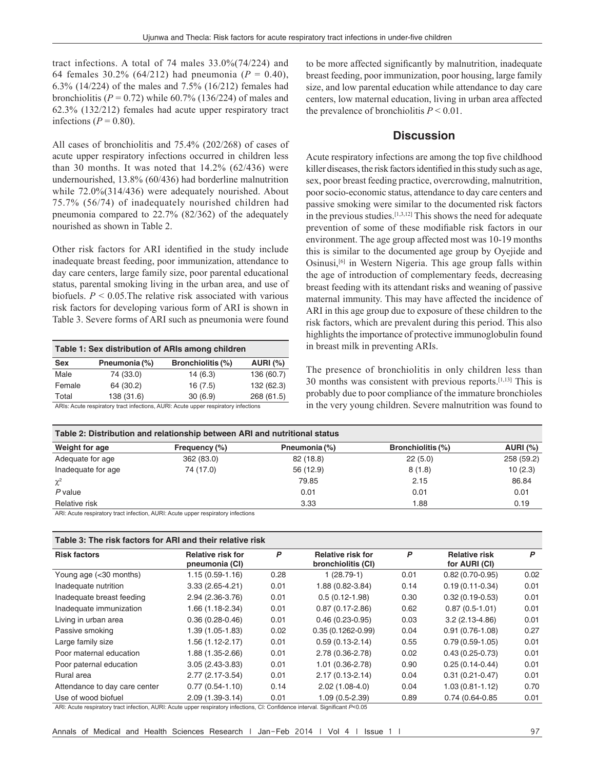tract infections. A total of 74 males 33.0%(74/224) and 64 females 30.2% (64/212) had pneumonia ($P = 0.40$), 6.3% (14/224) of the males and 7.5% (16/212) females had bronchiolitis ($P = 0.72$) while 60.7% (136/224) of males and 62.3% (132/212) females had acute upper respiratory tract infections ($P = 0.80$).

All cases of bronchiolitis and 75.4% (202/268) of cases of acute upper respiratory infections occurred in children less than 30 months. It was noted that 14.2% (62/436) were undernourished, 13.8% (60/436) had borderline malnutrition while 72.0%(314/436) were adequately nourished. About 75.7% (56/74) of inadequately nourished children had pneumonia compared to 22.7% (82/362) of the adequately nourished as shown in Table 2.

Other risk factors for ARI identified in the study include inadequate breast feeding, poor immunization, attendance to day care centers, large family size, poor parental educational status, parental smoking living in the urban area, and use of biofuels. $P < 0.05$.The relative risk associated with various risk factors for developing various form of ARI is shown in Table 3. Severe forms of ARI such as pneumonia were found to be more affected significantly by malnutrition, inadequate breast feeding, poor immunization, poor housing, large family size, and low parental education while attendance to day care centers, low maternal education, living in urban area affected the prevalence of bronchiolitis $P < 0.01$.

**Table 1: Sex distribution of ARIs among children**

| Sex | Pneumonia (%) | Bronchiolitis (%) | AURI (%) |
|---|---|---|---|
| Male | 74 (33.0) | 14 (6.3) | 136 (60.7) |
| Female | 64 (30.2) | 16 (7.5) | 132 (62.3) |
| Total | 138 (31.6) | 30 (6.9) | 268 (61.5) |

ARIs: Acute respiratory tract infections, AURI: Acute upper respiratory infections

## Discussion

Acute respiratory infections are among the top five childhood killer diseases, the risk factors identified in this study such as age, sex, poor breast feeding practice, overcrowding, malnutrition, poor socio-economic status, attendance to day care centers and passive smoking were similar to the documented risk factors in the previous studies.[1,3,12] This shows the need for adequate prevention of some of these modifiable risk factors in our environment. The age group affected most was 10-19 months this is similar to the documented age group by Oyejide and Osinusi,[6] in Western Nigeria. This age group falls within the age of introduction of complementary feeds, decreasing breast feeding with its attendant risks and weaning of passive maternal immunity. This may have affected the incidence of ARI in this age group due to exposure of these children to the risk factors, which are prevalent during this period. This also highlights the importance of protective immunoglobulin found in breast milk in preventing ARIs.

The presence of bronchiolitis in only children less than 30 months was consistent with previous reports.[1,13] This is probably due to poor compliance of the immature bronchioles in the very young children. Severe malnutrition was found to

**Table 2: Distribution and relationship between ARI and nutritional status**

| Weight for age | Frequency (%) | Pneumonia (%) | Bronchiolitis (%) | AURI (%) |
|---|---|---|---|---|
| Adequate for age | 362 (83.0) | 82 (18.8) | 22 (5.0) | 258 (59.2) |
| Inadequate for age | 74 (17.0) | 56 (12.9) | 8 (1.8) | 10 (2.3) |
| $\chi^2$ | | 79.85 | 2.15 | 86.84 |
| $P$ value | | 0.01 | 0.01 | 0.01 |
| Relative risk | | 3.33 | 1.88 | 0.19 |

ARI: Acute respiratory tract infection, AURI: Acute upper respiratory infections

**Table 3: The risk factors for ARI and their relative risk**

| Risk factors | Relative risk for pneumonia (CI) | $P$ | Relative risk for bronchiolitis (CI) | $P$ | Relative risk for AURI (CI) | $P$ |
|---|---|---|---|---|---|---|
| Young age (<30 months) | 1.15 (0.59-1.16) | 0.28 | 1 (28.79-1) | 0.01 | 0.82 (0.70-0.95) | 0.02 |
| Inadequate nutrition | 3.33 (2.65-4.21) | 0.01 | 1.88 (0.82-3.84) | 0.14 | 0.19 (0.11-0.34) | 0.01 |
| Inadequate breast feeding | 2.94 (2.36-3.76) | 0.01 | 0.5 (0.12-1.98) | 0.30 | 0.32 (0.19-0.53) | 0.01 |
| Inadequate immunization | 1.66 (1.18-2.34) | 0.01 | 0.87 (0.17-2.86) | 0.62 | 0.87 (0.5-1.01) | 0.01 |
| Living in urban area | 0.36 (0.28-0.46) | 0.01 | 0.46 (0.23-0.95) | 0.03 | 3.2 (2.13-4.86) | 0.01 |
| Passive smoking | 1.39 (1.05-1.83) | 0.02 | 0.35 (0.1262-0.99) | 0.04 | 0.91 (0.76-1.08) | 0.27 |
| Large family size | 1.56 (1.12-2.17) | 0.01 | 0.59 (0.13-2.14) | 0.55 | 0.79 (0.59-1.05) | 0.01 |
| Poor maternal education | 1.88 (1.35-2.66) | 0.01 | 2.78 (0.36-2.78) | 0.02 | 0.43 (0.25-0.73) | 0.01 |
| Poor paternal education | 3.05 (2.43-3.83) | 0.01 | 1.01 (0.36-2.78) | 0.90 | 0.25 (0.14-0.44) | 0.01 |
| Rural area | 2.77 (2.17-3.54) | 0.01 | 2.17 (0.13-2.14) | 0.04 | 0.31 (0.21-0.47) | 0.01 |
| Attendance to day care center | 0.77 (0.54-1.10) | 0.14 | 2.02 (1.08-4.0) | 0.04 | 1.03 (0.81-1.12) | 0.70 |
| Use of wood biofuel | 2.09 (1.39-3.14) | 0.01 | 1.09 (0.5-2.39) | 0.89 | 0.74 (0.64-0.85 | 0.01 |

ARI: Acute respiratory tract infection, AURI: Acute upper respiratory infections, CI: Confidence interval. Significant $P$<0.05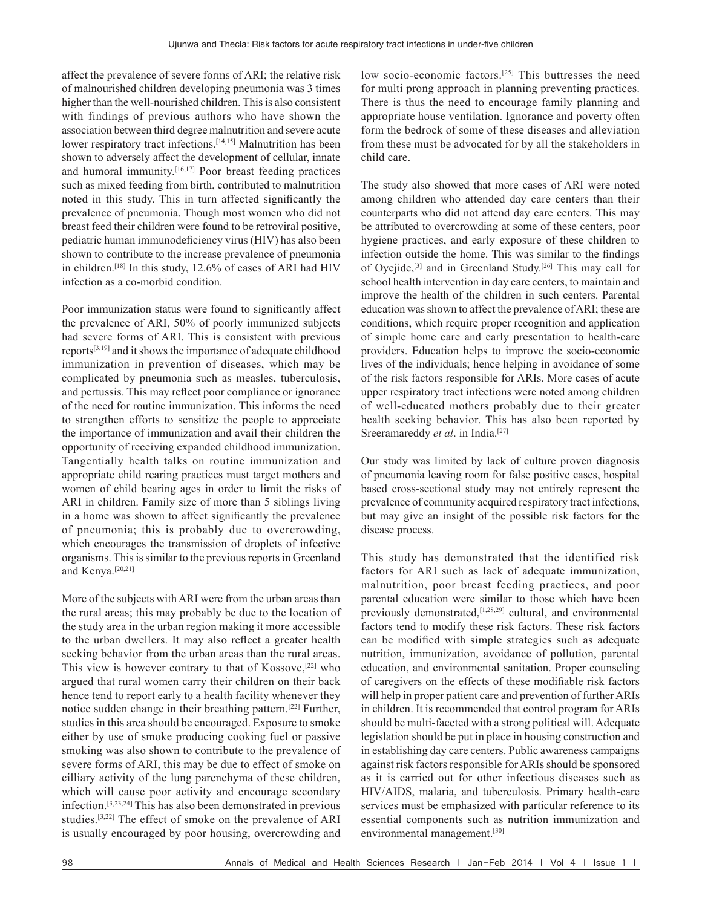affect the prevalence of severe forms of ARI; the relative risk of malnourished children developing pneumonia was 3 times higher than the well-nourished children. This is also consistent with findings of previous authors who have shown the association between third degree malnutrition and severe acute lower respiratory tract infections.[14,15] Malnutrition has been shown to adversely affect the development of cellular, innate and humoral immunity.[16,17] Poor breast feeding practices such as mixed feeding from birth, contributed to malnutrition noted in this study. This in turn affected significantly the prevalence of pneumonia. Though most women who did not breast feed their children were found to be retroviral positive, pediatric human immunodeficiency virus (HIV) has also been shown to contribute to the increase prevalence of pneumonia in children.[18] In this study, 12.6% of cases of ARI had HIV infection as a co-morbid condition.

Poor immunization status were found to significantly affect the prevalence of ARI, 50% of poorly immunized subjects had severe forms of ARI. This is consistent with previous reports[3,19] and it shows the importance of adequate childhood immunization in prevention of diseases, which may be complicated by pneumonia such as measles, tuberculosis, and pertussis. This may reflect poor compliance or ignorance of the need for routine immunization. This informs the need to strengthen efforts to sensitize the people to appreciate the importance of immunization and avail their children the opportunity of receiving expanded childhood immunization. Tangentially health talks on routine immunization and appropriate child rearing practices must target mothers and women of child bearing ages in order to limit the risks of ARI in children. Family size of more than 5 siblings living in a home was shown to affect significantly the prevalence of pneumonia; this is probably due to overcrowding, which encourages the transmission of droplets of infective organisms. This is similar to the previous reports in Greenland and Kenya.[20,21]

More of the subjects with ARI were from the urban areas than the rural areas; this may probably be due to the location of the study area in the urban region making it more accessible to the urban dwellers. It may also reflect a greater health seeking behavior from the urban areas than the rural areas. This view is however contrary to that of Kossove,[22] who argued that rural women carry their children on their back hence tend to report early to a health facility whenever they notice sudden change in their breathing pattern.[22] Further, studies in this area should be encouraged. Exposure to smoke either by use of smoke producing cooking fuel or passive smoking was also shown to contribute to the prevalence of severe forms of ARI, this may be due to effect of smoke on cilliary activity of the lung parenchyma of these children, which will cause poor activity and encourage secondary infection.[3,23,24] This has also been demonstrated in previous studies.[3,22] The effect of smoke on the prevalence of ARI is usually encouraged by poor housing, overcrowding and low socio-economic factors.[25] This buttresses the need for multi prong approach in planning preventing practices. There is thus the need to encourage family planning and appropriate house ventilation. Ignorance and poverty often form the bedrock of some of these diseases and alleviation from these must be advocated for by all the stakeholders in child care.

The study also showed that more cases of ARI were noted among children who attended day care centers than their counterparts who did not attend day care centers. This may be attributed to overcrowding at some of these centers, poor hygiene practices, and early exposure of these children to infection outside the home. This was similar to the findings of Oyejide,[3] and in Greenland Study.[26] This may call for school health intervention in day care centers, to maintain and improve the health of the children in such centers. Parental education was shown to affect the prevalence of ARI; these are conditions, which require proper recognition and application of simple home care and early presentation to health-care providers. Education helps to improve the socio-economic lives of the individuals; hence helping in avoidance of some of the risk factors responsible for ARIs. More cases of acute upper respiratory tract infections were noted among children of well-educated mothers probably due to their greater health seeking behavior. This has also been reported by Sreeramareddy *et al*. in India.[27]

Our study was limited by lack of culture proven diagnosis of pneumonia leaving room for false positive cases, hospital based cross-sectional study may not entirely represent the prevalence of community acquired respiratory tract infections, but may give an insight of the possible risk factors for the disease process.

This study has demonstrated that the identified risk factors for ARI such as lack of adequate immunization, malnutrition, poor breast feeding practices, and poor parental education were similar to those which have been previously demonstrated,[1,28,29] cultural, and environmental factors tend to modify these risk factors. These risk factors can be modified with simple strategies such as adequate nutrition, immunization, avoidance of pollution, parental education, and environmental sanitation. Proper counseling of caregivers on the effects of these modifiable risk factors will help in proper patient care and prevention of further ARIs in children. It is recommended that control program for ARIs should be multi-faceted with a strong political will. Adequate legislation should be put in place in housing construction and in establishing day care centers. Public awareness campaigns against risk factors responsible for ARIs should be sponsored as it is carried out for other infectious diseases such as HIV/AIDS, malaria, and tuberculosis. Primary health-care services must be emphasized with particular reference to its essential components such as nutrition immunization and environmental management.[30]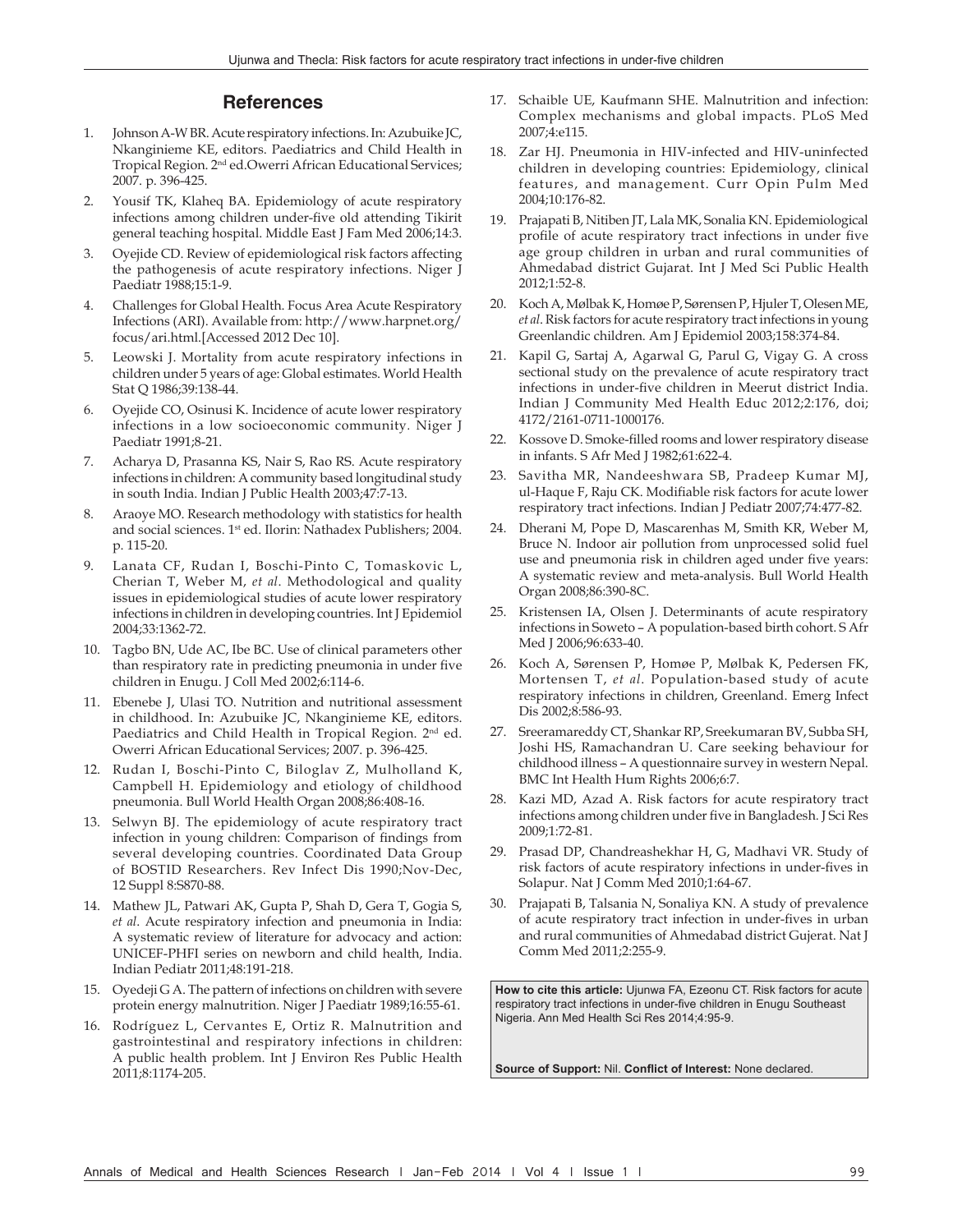## References

1. Johnson A-W BR. Acute respiratory infections. In: Azubuike JC, Nkanginieme KE, editors. Paediatrics and Child Health in Tropical Region. 2nd ed.Owerri African Educational Services; 2007. p. 396-425.
2. Yousif TK, Klaheq BA. Epidemiology of acute respiratory infections among children under-five old attending Tikirit general teaching hospital. Middle East J Fam Med 2006;14:3.
3. Oyejide CD. Review of epidemiological risk factors affecting the pathogenesis of acute respiratory infections. Niger J Paediatr 1988;15:1-9.
4. Challenges for Global Health. Focus Area Acute Respiratory Infections (ARI). Available from: http://www.harpnet.org/focus/ari.html.[Accessed 2012 Dec 10].
5. Leowski J. Mortality from acute respiratory infections in children under 5 years of age: Global estimates. World Health Stat Q 1986;39:138-44.
6. Oyejide CO, Osinusi K. Incidence of acute lower respiratory infections in a low socioeconomic community. Niger J Paediatr 1991;8-21.
7. Acharya D, Prasanna KS, Nair S, Rao RS. Acute respiratory infections in children: A community based longitudinal study in south India. Indian J Public Health 2003;47:7-13.
8. Araoye MO. Research methodology with statistics for health and social sciences. 1st ed. Ilorin: Nathadex Publishers; 2004. p. 115-20.
9. Lanata CF, Rudan I, Boschi-Pinto C, Tomaskovic L, Cherian T, Weber M, *et al*. Methodological and quality issues in epidemiological studies of acute lower respiratory infections in children in developing countries. Int J Epidemiol 2004;33:1362-72.
10. Tagbo BN, Ude AC, Ibe BC. Use of clinical parameters other than respiratory rate in predicting pneumonia in under five children in Enugu. J Coll Med 2002;6:114-6.
11. Ebenebe J, Ulasi TO. Nutrition and nutritional assessment in childhood. In: Azubuike JC, Nkanginieme KE, editors. Paediatrics and Child Health in Tropical Region. 2nd ed. Owerri African Educational Services; 2007. p. 396-425.
12. Rudan I, Boschi-Pinto C, Biloglav Z, Mulholland K, Campbell H. Epidemiology and etiology of childhood pneumonia. Bull World Health Organ 2008;86:408-16.
13. Selwyn BJ. The epidemiology of acute respiratory tract infection in young children: Comparison of findings from several developing countries. Coordinated Data Group of BOSTID Researchers. Rev Infect Dis 1990;Nov-Dec, 12 Suppl 8:S870-88.
14. Mathew JL, Patwari AK, Gupta P, Shah D, Gera T, Gogia S, *et al*. Acute respiratory infection and pneumonia in India: A systematic review of literature for advocacy and action: UNICEF-PHFI series on newborn and child health, India. Indian Pediatr 2011;48:191-218.
15. Oyedeji G A. The pattern of infections on children with severe protein energy malnutrition. Niger J Paediatr 1989;16:55-61.
16. Rodríguez L, Cervantes E, Ortiz R. Malnutrition and gastrointestinal and respiratory infections in children: A public health problem. Int J Environ Res Public Health 2011;8:1174-205.
17. Schaible UE, Kaufmann SHE. Malnutrition and infection: Complex mechanisms and global impacts. PLoS Med 2007;4:e115.
18. Zar HJ. Pneumonia in HIV-infected and HIV-uninfected children in developing countries: Epidemiology, clinical features, and management. Curr Opin Pulm Med 2004;10:176-82.
19. Prajapati B, Nitiben JT, Lala MK, Sonalia KN. Epidemiological profile of acute respiratory tract infections in under five age group children in urban and rural communities of Ahmedabad district Gujarat. Int J Med Sci Public Health 2012;1:52-8.
20. Koch A, Mølbak K, Homøe P, Sørensen P, Hjuler T, Olesen ME, *et al*. Risk factors for acute respiratory tract infections in young Greenlandic children. Am J Epidemiol 2003;158:374-84.
21. Kapil G, Sartaj A, Agarwal G, Parul G, Vigay G. A cross sectional study on the prevalence of acute respiratory tract infections in under-five children in Meerut district India. Indian J Community Med Health Educ 2012;2:176, doi; 4172/2161-0711-1000176.
22. Kossove D. Smoke-filled rooms and lower respiratory disease in infants. S Afr Med J 1982;61:622-4.
23. Savitha MR, Nandeeshwara SB, Pradeep Kumar MJ, ul-Haque F, Raju CK. Modifiable risk factors for acute lower respiratory tract infections. Indian J Pediatr 2007;74:477-82.
24. Dherani M, Pope D, Mascarenhas M, Smith KR, Weber M, Bruce N. Indoor air pollution from unprocessed solid fuel use and pneumonia risk in children aged under five years: A systematic review and meta-analysis. Bull World Health Organ 2008;86:390-8C.
25. Kristensen IA, Olsen J. Determinants of acute respiratory infections in Soweto – A population-based birth cohort. S Afr Med J 2006;96:633-40.
26. Koch A, Sørensen P, Homøe P, Mølbak K, Pedersen FK, Mortensen T, *et al*. Population-based study of acute respiratory infections in children, Greenland. Emerg Infect Dis 2002;8:586-93.
27. Sreeramareddy CT, Shankar RP, Sreekumaran BV, Subba SH, Joshi HS, Ramachandran U. Care seeking behaviour for childhood illness – A questionnaire survey in western Nepal. BMC Int Health Hum Rights 2006;6:7.
28. Kazi MD, Azad A. Risk factors for acute respiratory tract infections among children under five in Bangladesh. J Sci Res 2009;1:72-81.
29. Prasad DP, Chandreashekhar H, G, Madhavi VR. Study of risk factors of acute respiratory infections in under-fives in Solapur. Nat J Comm Med 2010;1:64-67.
30. Prajapati B, Talsania N, Sonaliya KN. A study of prevalence of acute respiratory tract infection in under-fives in urban and rural communities of Ahmedabad district Gujerat. Nat J Comm Med 2011;2:255-9.

**How to cite this article:** Ujunwa FA, Ezeonu CT. Risk factors for acute respiratory tract infections in under-five children in Enugu Southeast Nigeria. Ann Med Health Sci Res 2014;4:95-9.

**Source of Support:** Nil. **Conflict of Interest:** None declared.